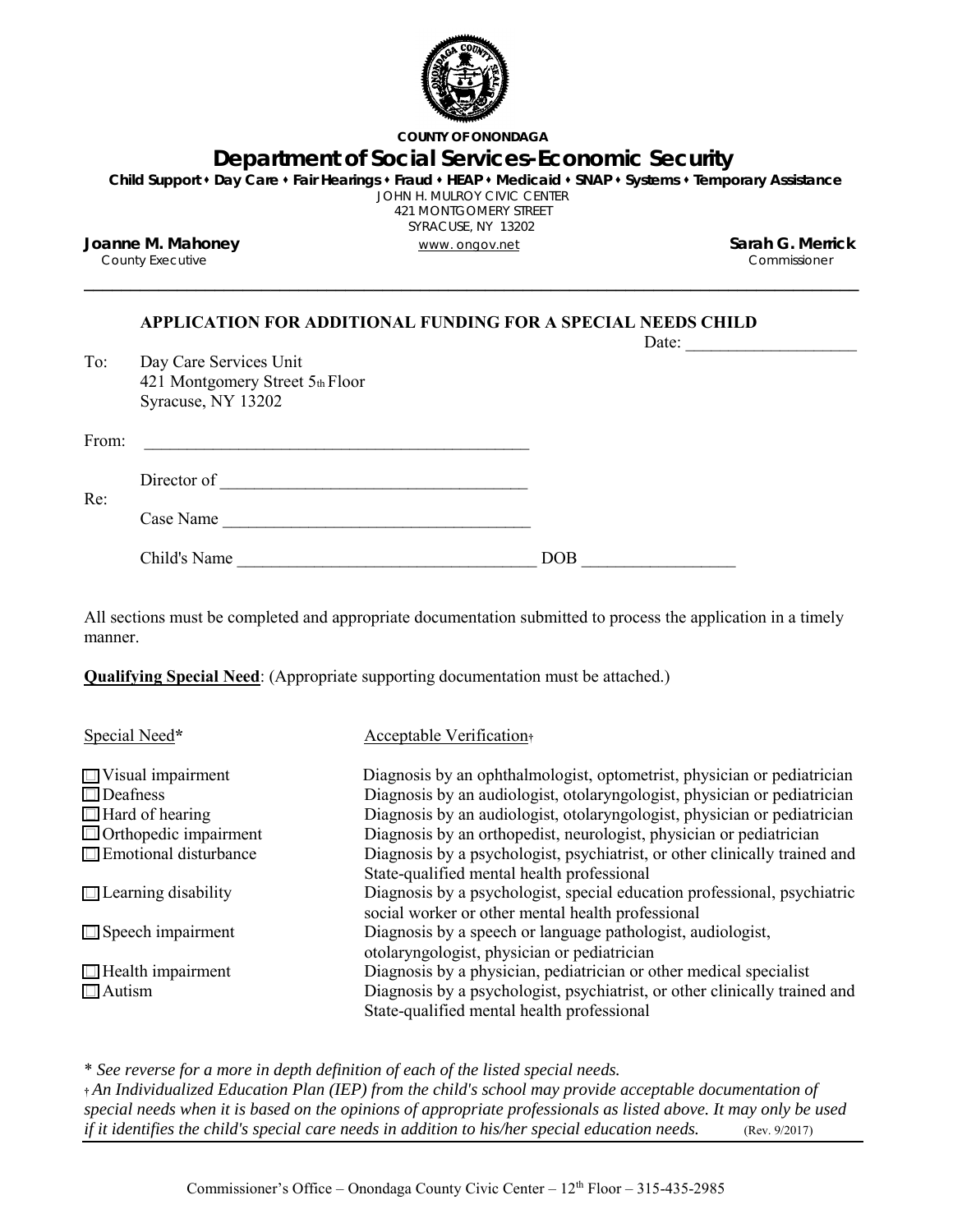**COUNTY OF ONONDAGA**

# Department of Social Services-Economic Security

**Child Support ⬩ Day Care ⬩ Fair Hearings ⬩ Fraud ⬩ HEAP ⬩ Medicaid ⬩ SNAP ⬩ Systems ⬩ Temporary Assistance**

JOHN H. MULROY CIVIC CENTER
421 MONTGOMERY STREET
SYRACUSE, NY 13202
www.ongov.net

**Joanne M. Mahoney**
County Executive

**Sarah G. Merrick**
Commissioner

---

## APPLICATION FOR ADDITIONAL FUNDING FOR A SPECIAL NEEDS CHILD

Date: ____________________

To: Day Care Services Unit
421 Montgomery Street 5th Floor
Syracuse, NY 13202

From: ______________________________________________

Re:
Director of ____________________________________
Case Name ____________________________________
Child's Name ____________________________________ DOB __________________

All sections must be completed and appropriate documentation submitted to process the application in a timely manner.

**Qualifying Special Need**: (Appropriate supporting documentation must be attached.)

| Special Need* | Acceptable Verification† |
|---|---|
| ☐ Visual impairment | Diagnosis by an ophthalmologist, optometrist, physician or pediatrician |
| ☐ Deafness | Diagnosis by an audiologist, otolaryngologist, physician or pediatrician |
| ☐ Hard of hearing | Diagnosis by an audiologist, otolaryngologist, physician or pediatrician |
| ☐ Orthopedic impairment | Diagnosis by an orthopedist, neurologist, physician or pediatrician |
| ☐ Emotional disturbance | Diagnosis by a psychologist, psychiatrist, or other clinically trained and State-qualified mental health professional |
| ☐ Learning disability | Diagnosis by a psychologist, special education professional, psychiatric social worker or other mental health professional |
| ☐ Speech impairment | Diagnosis by a speech or language pathologist, audiologist, otolaryngologist, physician or pediatrician |
| ☐ Health impairment | Diagnosis by a physician, pediatrician or other medical specialist |
| ☐ Autism | Diagnosis by a psychologist, psychiatrist, or other clinically trained and State-qualified mental health professional |

*\* See reverse for a more in depth definition of each of the listed special needs.*

*† An Individualized Education Plan (IEP) from the child's school may provide acceptable documentation of special needs when it is based on the opinions of appropriate professionals as listed above. It may only be used if it identifies the child's special care needs in addition to his/her special education needs.* (Rev. 9/2017)

Commissioner's Office – Onondaga County Civic Center – 12th Floor – 315-435-2985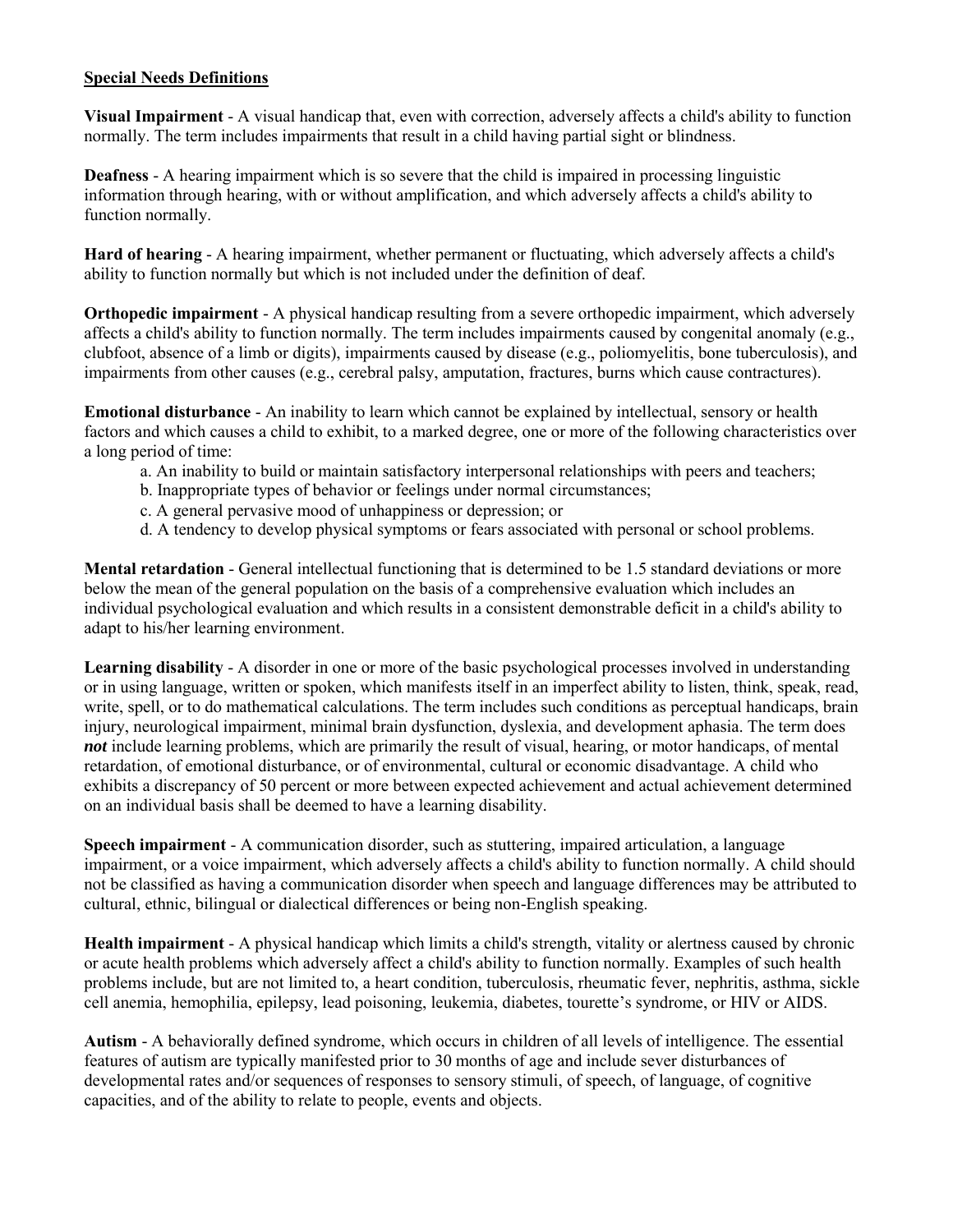**<u>Special Needs Definitions</u>**

**Visual Impairment** - A visual handicap that, even with correction, adversely affects a child's ability to function normally. The term includes impairments that result in a child having partial sight or blindness.

**Deafness** - A hearing impairment which is so severe that the child is impaired in processing linguistic information through hearing, with or without amplification, and which adversely affects a child's ability to function normally.

**Hard of hearing** - A hearing impairment, whether permanent or fluctuating, which adversely affects a child's ability to function normally but which is not included under the definition of deaf.

**Orthopedic impairment** - A physical handicap resulting from a severe orthopedic impairment, which adversely affects a child's ability to function normally. The term includes impairments caused by congenital anomaly (e.g., clubfoot, absence of a limb or digits), impairments caused by disease (e.g., poliomyelitis, bone tuberculosis), and impairments from other causes (e.g., cerebral palsy, amputation, fractures, burns which cause contractures).

**Emotional disturbance** - An inability to learn which cannot be explained by intellectual, sensory or health factors and which causes a child to exhibit, to a marked degree, one or more of the following characteristics over a long period of time:

a. An inability to build or maintain satisfactory interpersonal relationships with peers and teachers;
b. Inappropriate types of behavior or feelings under normal circumstances;
c. A general pervasive mood of unhappiness or depression; or
d. A tendency to develop physical symptoms or fears associated with personal or school problems.

**Mental retardation** - General intellectual functioning that is determined to be 1.5 standard deviations or more below the mean of the general population on the basis of a comprehensive evaluation which includes an individual psychological evaluation and which results in a consistent demonstrable deficit in a child's ability to adapt to his/her learning environment.

**Learning disability** - A disorder in one or more of the basic psychological processes involved in understanding or in using language, written or spoken, which manifests itself in an imperfect ability to listen, think, speak, read, write, spell, or to do mathematical calculations. The term includes such conditions as perceptual handicaps, brain injury, neurological impairment, minimal brain dysfunction, dyslexia, and development aphasia. The term does ***not*** include learning problems, which are primarily the result of visual, hearing, or motor handicaps, of mental retardation, of emotional disturbance, or of environmental, cultural or economic disadvantage. A child who exhibits a discrepancy of 50 percent or more between expected achievement and actual achievement determined on an individual basis shall be deemed to have a learning disability.

**Speech impairment** - A communication disorder, such as stuttering, impaired articulation, a language impairment, or a voice impairment, which adversely affects a child's ability to function normally. A child should not be classified as having a communication disorder when speech and language differences may be attributed to cultural, ethnic, bilingual or dialectical differences or being non-English speaking.

**Health impairment** - A physical handicap which limits a child's strength, vitality or alertness caused by chronic or acute health problems which adversely affect a child's ability to function normally. Examples of such health problems include, but are not limited to, a heart condition, tuberculosis, rheumatic fever, nephritis, asthma, sickle cell anemia, hemophilia, epilepsy, lead poisoning, leukemia, diabetes, tourette's syndrome, or HIV or AIDS.

**Autism** - A behaviorally defined syndrome, which occurs in children of all levels of intelligence. The essential features of autism are typically manifested prior to 30 months of age and include sever disturbances of developmental rates and/or sequences of responses to sensory stimuli, of speech, of language, of cognitive capacities, and of the ability to relate to people, events and objects.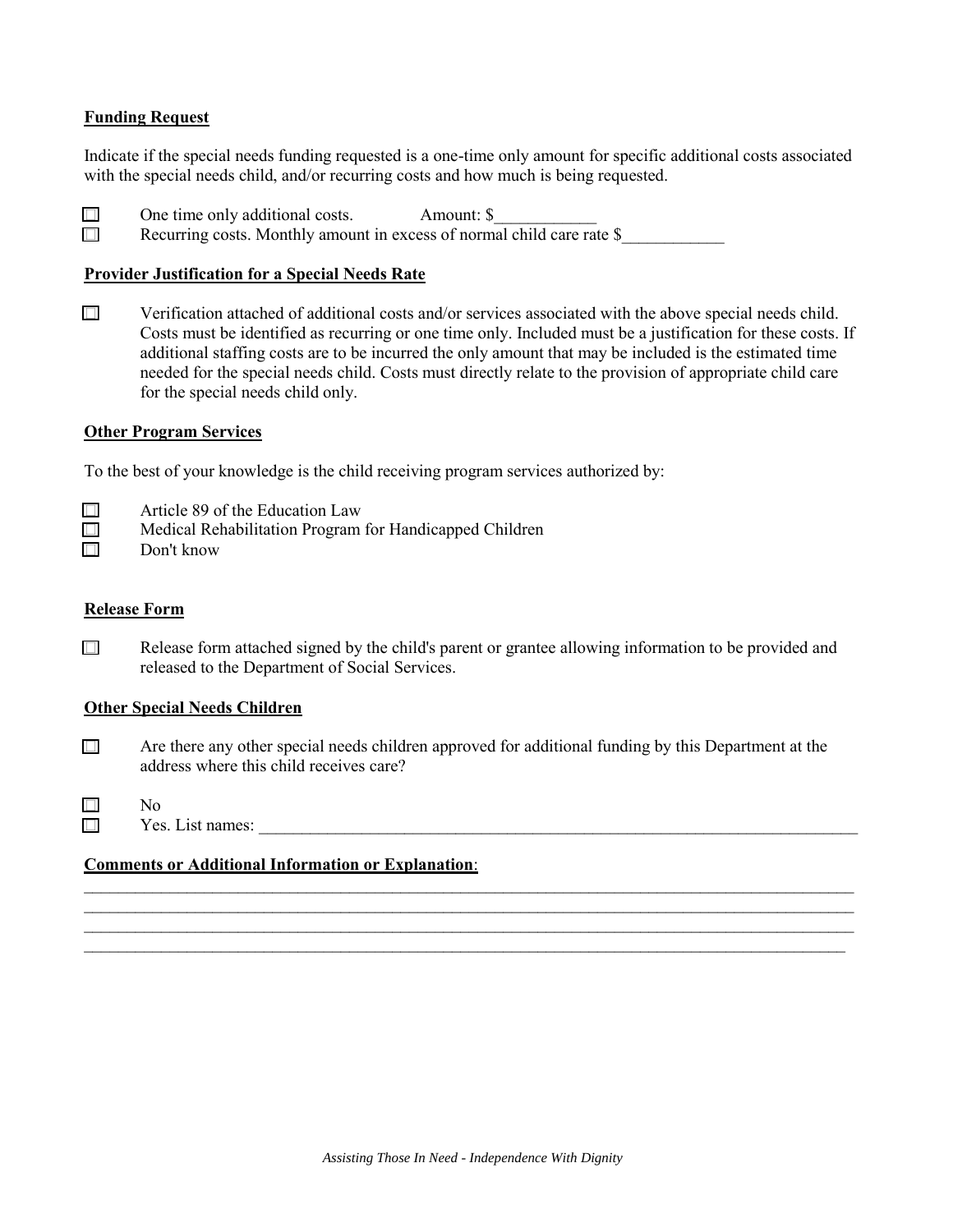**Funding Request**

Indicate if the special needs funding requested is a one-time only amount for specific additional costs associated with the special needs child, and/or recurring costs and how much is being requested.

☐ One time only additional costs. Amount: $____________

☐ Recurring costs. Monthly amount in excess of normal child care rate $____________

**Provider Justification for a Special Needs Rate**

☐ Verification attached of additional costs and/or services associated with the above special needs child. Costs must be identified as recurring or one time only. Included must be a justification for these costs. If additional staffing costs are to be incurred the only amount that may be included is the estimated time needed for the special needs child. Costs must directly relate to the provision of appropriate child care for the special needs child only.

**Other Program Services**

To the best of your knowledge is the child receiving program services authorized by:

☐ Article 89 of the Education Law

☐ Medical Rehabilitation Program for Handicapped Children

☐ Don't know

**Release Form**

☐ Release form attached signed by the child's parent or grantee allowing information to be provided and released to the Department of Social Services.

**Other Special Needs Children**

☐ Are there any other special needs children approved for additional funding by this Department at the address where this child receives care?

☐ No

☐ Yes. List names: ____________________________________________________________________________

**Comments or Additional Information or Explanation**:

______________________________________________________________________________________________

______________________________________________________________________________________________

______________________________________________________________________________________________

______________________________________________________________________________________________

*Assisting Those In Need - Independence With Dignity*